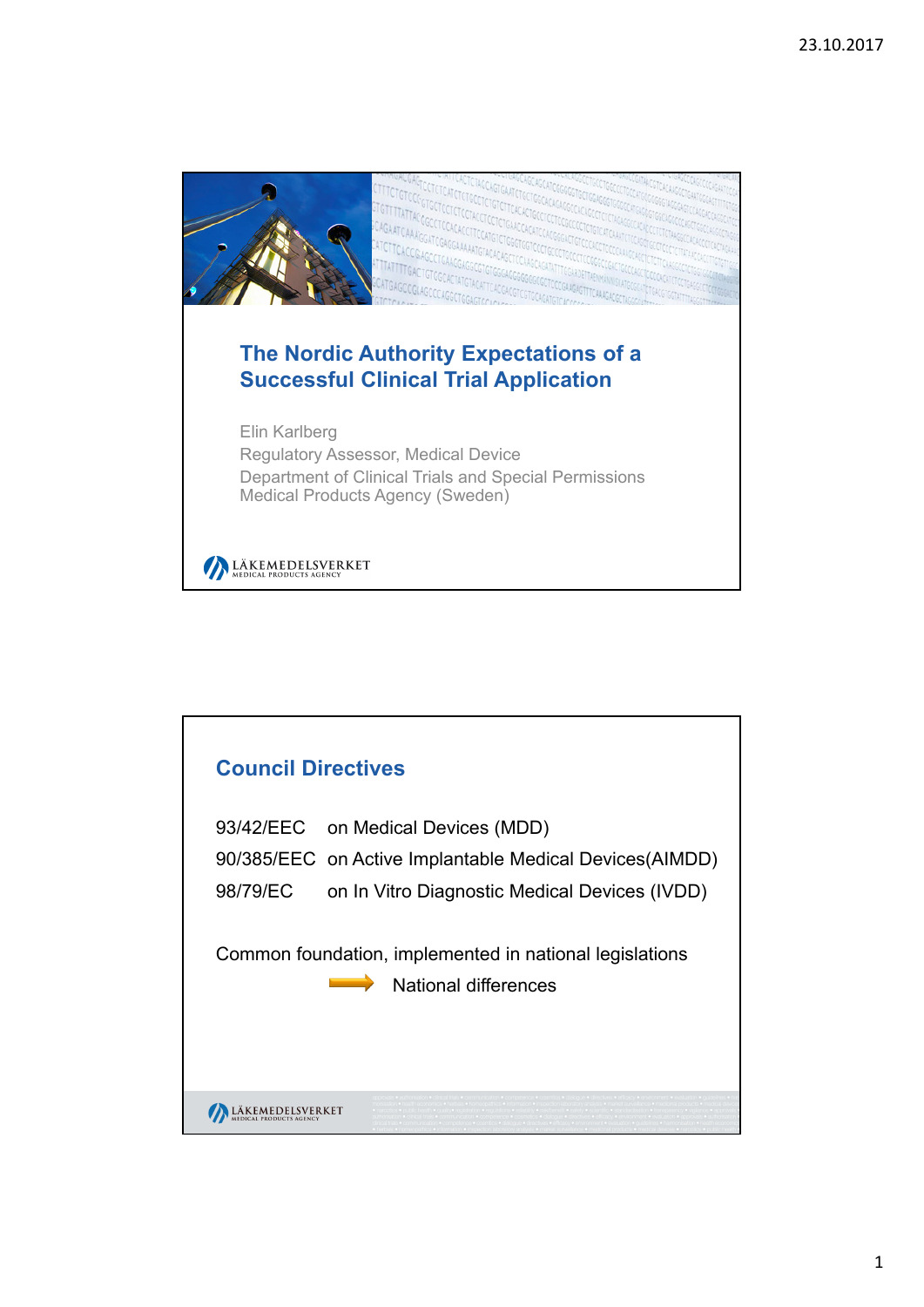# The Nordic Authority Expectations of a Successful Clinical Trial Application

Elin Karlberg
Regulatory Assessor, Medical Device
Department of Clinical Trials and Special Permissions
Medical Products Agency (Sweden)

LÄKEMEDELSVERKET
MEDICAL PRODUCTS AGENCY

## Council Directives

93/42/EEC on Medical Devices (MDD)

90/385/EEC on Active Implantable Medical Devices(AIMDD)

98/79/EC on In Vitro Diagnostic Medical Devices (IVDD)

Common foundation, implemented in national legislations

→ National differences

LÄKEMEDELSVERKET
MEDICAL PRODUCTS AGENCY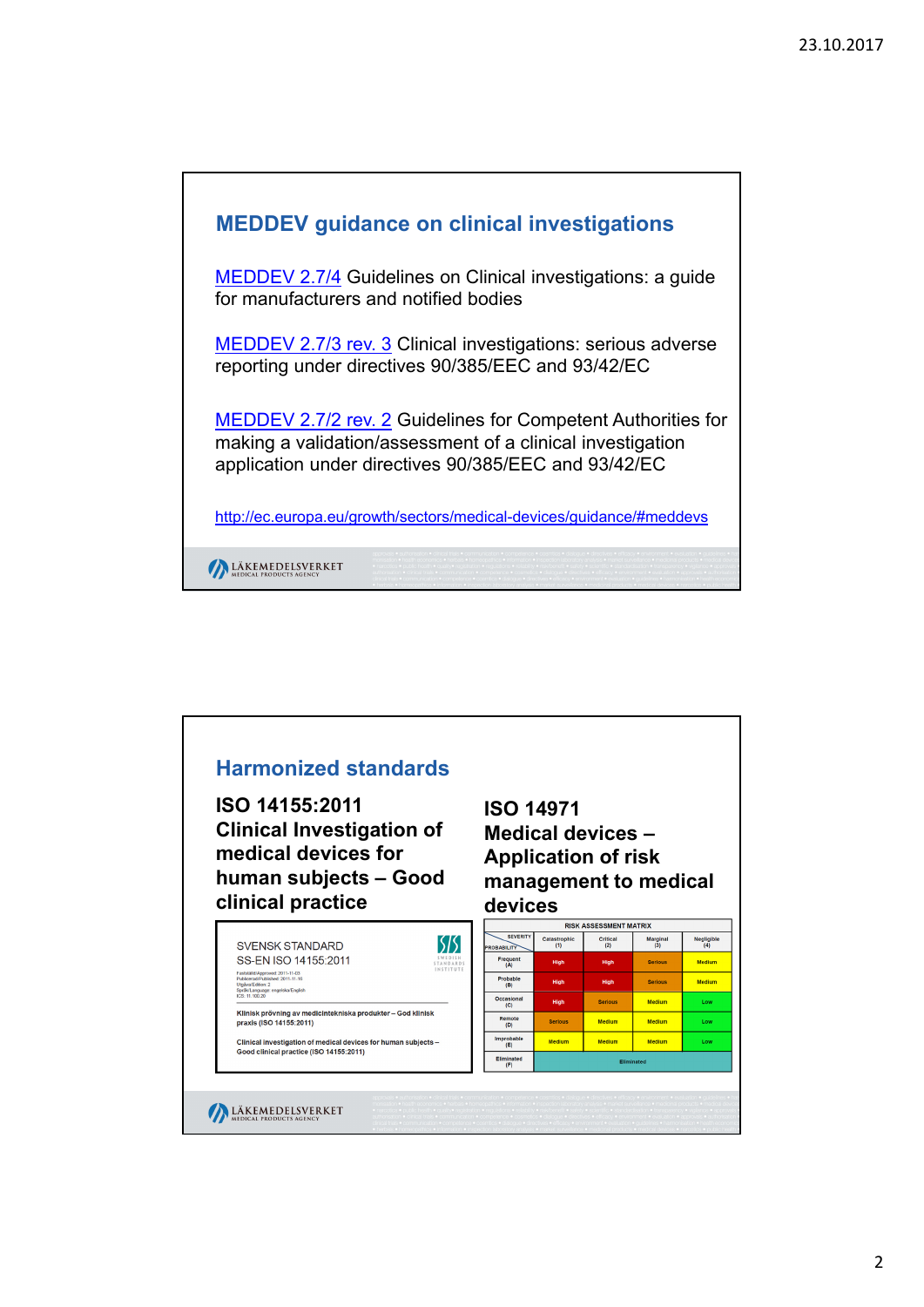## MEDDEV guidance on clinical investigations

MEDDEV 2.7/4 Guidelines on Clinical investigations: a guide for manufacturers and notified bodies

MEDDEV 2.7/3 rev. 3 Clinical investigations: serious adverse reporting under directives 90/385/EEC and 93/42/EC

MEDDEV 2.7/2 rev. 2 Guidelines for Competent Authorities for making a validation/assessment of a clinical investigation application under directives 90/385/EEC and 93/42/EC

http://ec.europa.eu/growth/sectors/medical-devices/guidance/#meddevs

## Harmonized standards

**ISO 14155:2011**
**Clinical Investigation of medical devices for human subjects – Good clinical practice**

SVENSK STANDARD
SS-EN ISO 14155:2011

Fastställd/Approved: 2011-11-03
Publicerad/Published: 2011-11-16
Utgåva/Edition: 2
Språk/Language: engelska/English
ICS: 11.100.20

Klinisk prövning av medicintekniska produkter – God klinisk praxis (ISO 14155:2011)

Clinical investigation of medical devices for human subjects – Good clinical practice (ISO 14155:2011)

**ISO 14971**
**Medical devices – Application of risk management to medical devices**

RISK ASSESSMENT MATRIX

| PROBABILITY \ SEVERITY | Catastrophic (1) | Critical (2) | Marginal (3) | Negligible (4) |
|---|---|---|---|---|
| Frequent (A) | High | High | Serious | Medium |
| Probable (B) | High | High | Serious | Medium |
| Occasional (C) | High | Serious | Medium | Low |
| Remote (D) | Serious | Medium | Medium | Low |
| Improbable (E) | Medium | Medium | Medium | Low |
| Eliminated (F) | Eliminated | | | |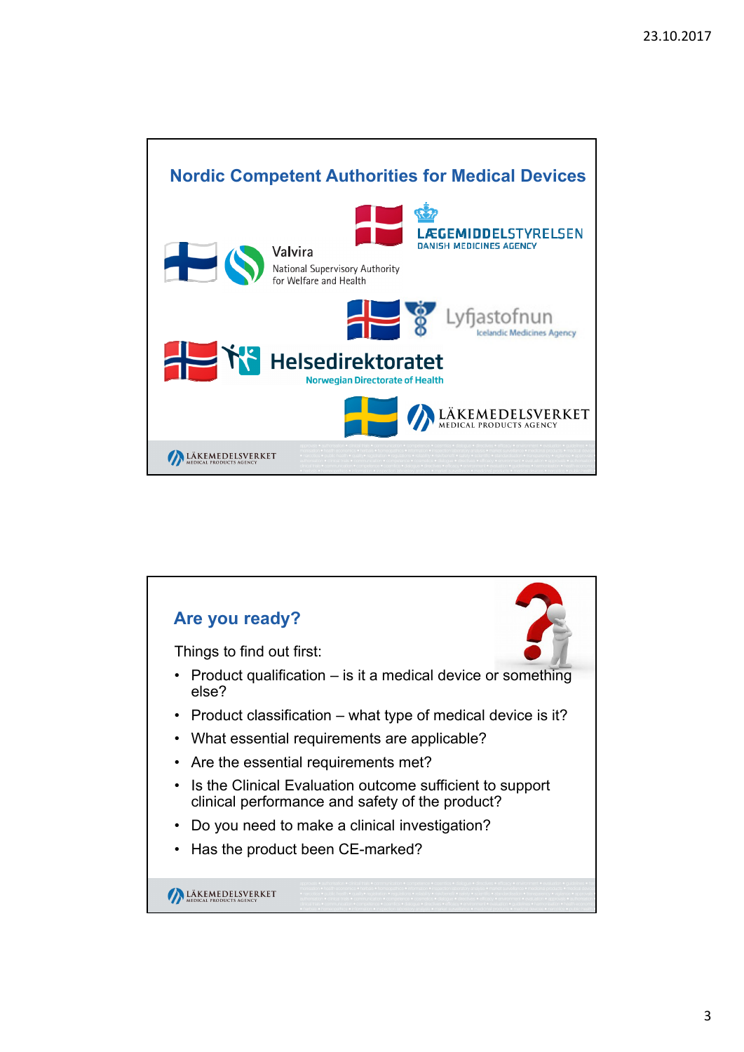## Nordic Competent Authorities for Medical Devices

LÆGEMIDDELSTYRELSEN
DANISH MEDICINES AGENCY

Valvira
National Supervisory Authority for Welfare and Health

Lyfjastofnun
Icelandic Medicines Agency

Helsedirektoratet
Norwegian Directorate of Health

LÄKEMEDELSVERKET
MEDICAL PRODUCTS AGENCY

## Are you ready?

Things to find out first:

- Product qualification – is it a medical device or something else?
- Product classification – what type of medical device is it?
- What essential requirements are applicable?
- Are the essential requirements met?
- Is the Clinical Evaluation outcome sufficient to support clinical performance and safety of the product?
- Do you need to make a clinical investigation?
- Has the product been CE-marked?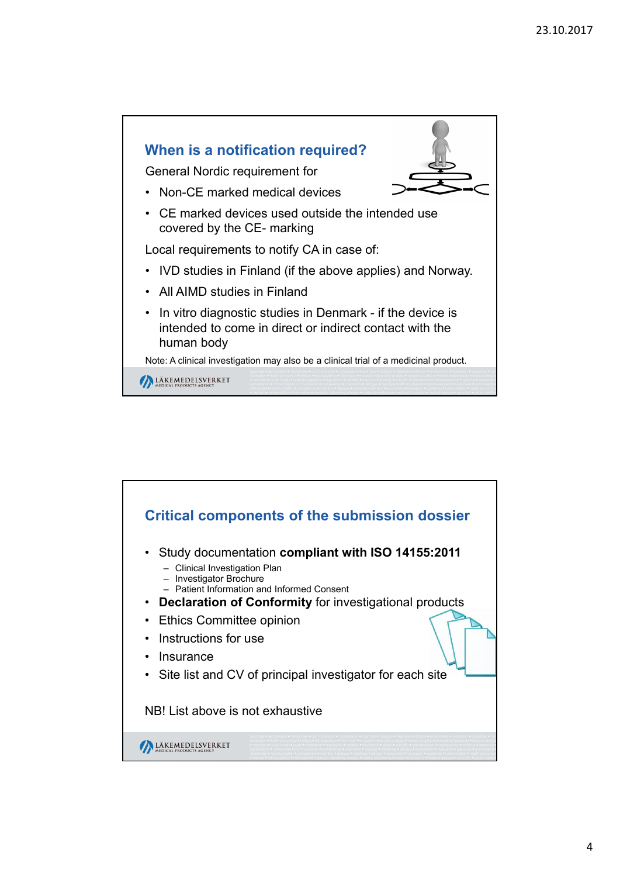## When is a notification required?

General Nordic requirement for

- Non-CE marked medical devices
- CE marked devices used outside the intended use covered by the CE- marking

Local requirements to notify CA in case of:

- IVD studies in Finland (if the above applies) and Norway.
- All AIMD studies in Finland
- In vitro diagnostic studies in Denmark - if the device is intended to come in direct or indirect contact with the human body

Note: A clinical investigation may also be a clinical trial of a medicinal product.

## Critical components of the submission dossier

- Study documentation **compliant with ISO 14155:2011**
  - Clinical Investigation Plan
  - Investigator Brochure
  - Patient Information and Informed Consent
- **Declaration of Conformity** for investigational products
- Ethics Committee opinion
- Instructions for use
- Insurance
- Site list and CV of principal investigator for each site

NB! List above is not exhaustive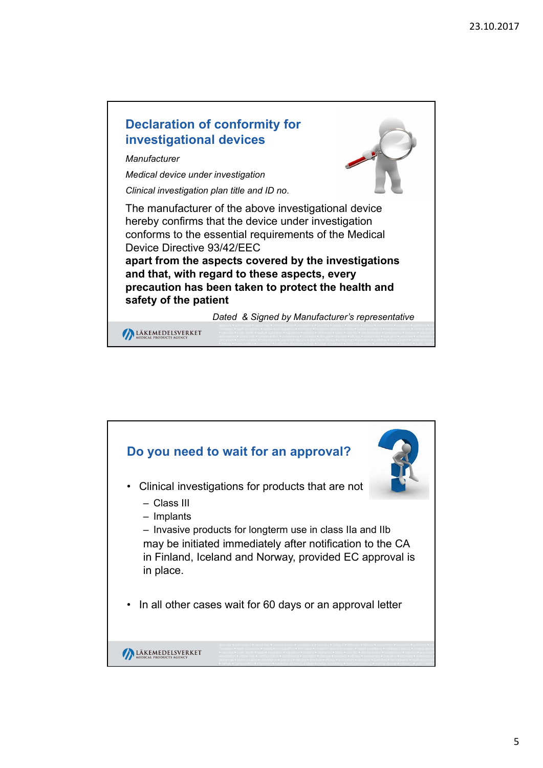## Declaration of conformity for investigational devices

*Manufacturer*

*Medical device under investigation*

*Clinical investigation plan title and ID no.*

The manufacturer of the above investigational device hereby confirms that the device under investigation conforms to the essential requirements of the Medical Device Directive 93/42/EEC **apart from the aspects covered by the investigations and that, with regard to these aspects, every precaution has been taken to protect the health and safety of the patient**

*Dated & Signed by Manufacturer's representative*

LÄKEMEDELSVERKET MEDICAL PRODUCTS AGENCY

## Do you need to wait for an approval?

- Clinical investigations for products that are not
  - Class III
  - Implants
  - Invasive products for longterm use in class IIa and IIb

  may be initiated immediately after notification to the CA in Finland, Iceland and Norway, provided EC approval is in place.

- In all other cases wait for 60 days or an approval letter

LÄKEMEDELSVERKET MEDICAL PRODUCTS AGENCY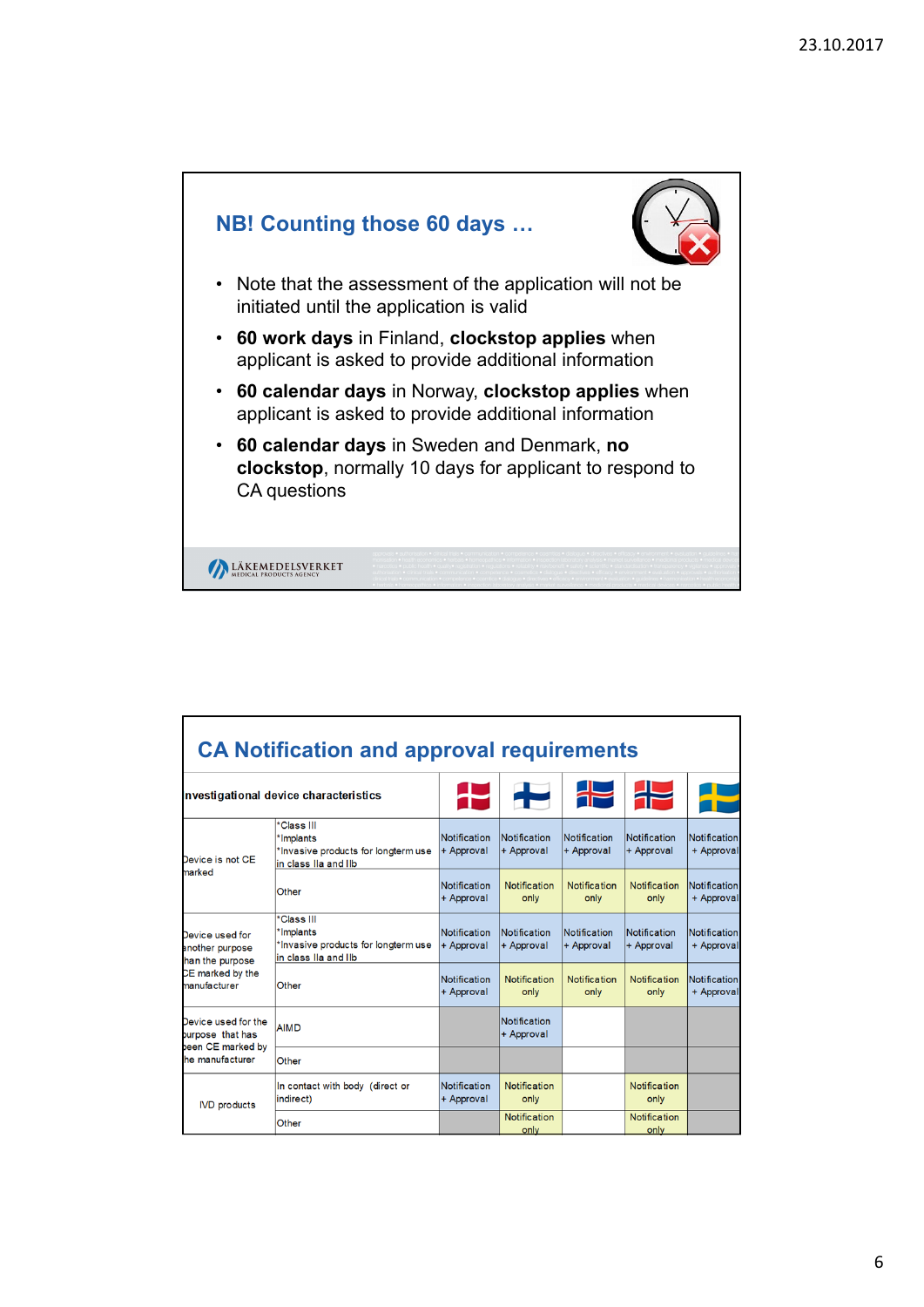## NB! Counting those 60 days …

- Note that the assessment of the application will not be initiated until the application is valid
- **60 work days** in Finland, **clockstop applies** when applicant is asked to provide additional information
- **60 calendar days** in Norway, **clockstop applies** when applicant is asked to provide additional information
- **60 calendar days** in Sweden and Denmark, **no clockstop**, normally 10 days for applicant to respond to CA questions

## CA Notification and approval requirements

| Investigational device characteristics | | Denmark | Finland | Iceland | Norway | Sweden |
|---|---|---|---|---|---|---|
| Device is not CE marked | *Class III *Implants *Invasive products for longterm use in class IIa and IIb | Notification + Approval | Notification + Approval | Notification + Approval | Notification + Approval | Notification + Approval |
| | Other | Notification + Approval | Notification only | Notification only | Notification only | Notification + Approval |
| Device used for another purpose than the purpose CE marked by the manufacturer | *Class III *Implants *Invasive products for longterm use in class IIa and IIb | Notification + Approval | Notification + Approval | Notification + Approval | Notification + Approval | Notification + Approval |
| | Other | Notification + Approval | Notification only | Notification only | Notification only | Notification + Approval |
| Device used for the purpose that has been CE marked by the manufacturer | AIMD | | Notification + Approval | | | |
| | Other | | | | | |
| IVD products | In contact with body (direct or indirect) | Notification + Approval | Notification only | | Notification only | |
| | Other | | Notification only | | Notification only | |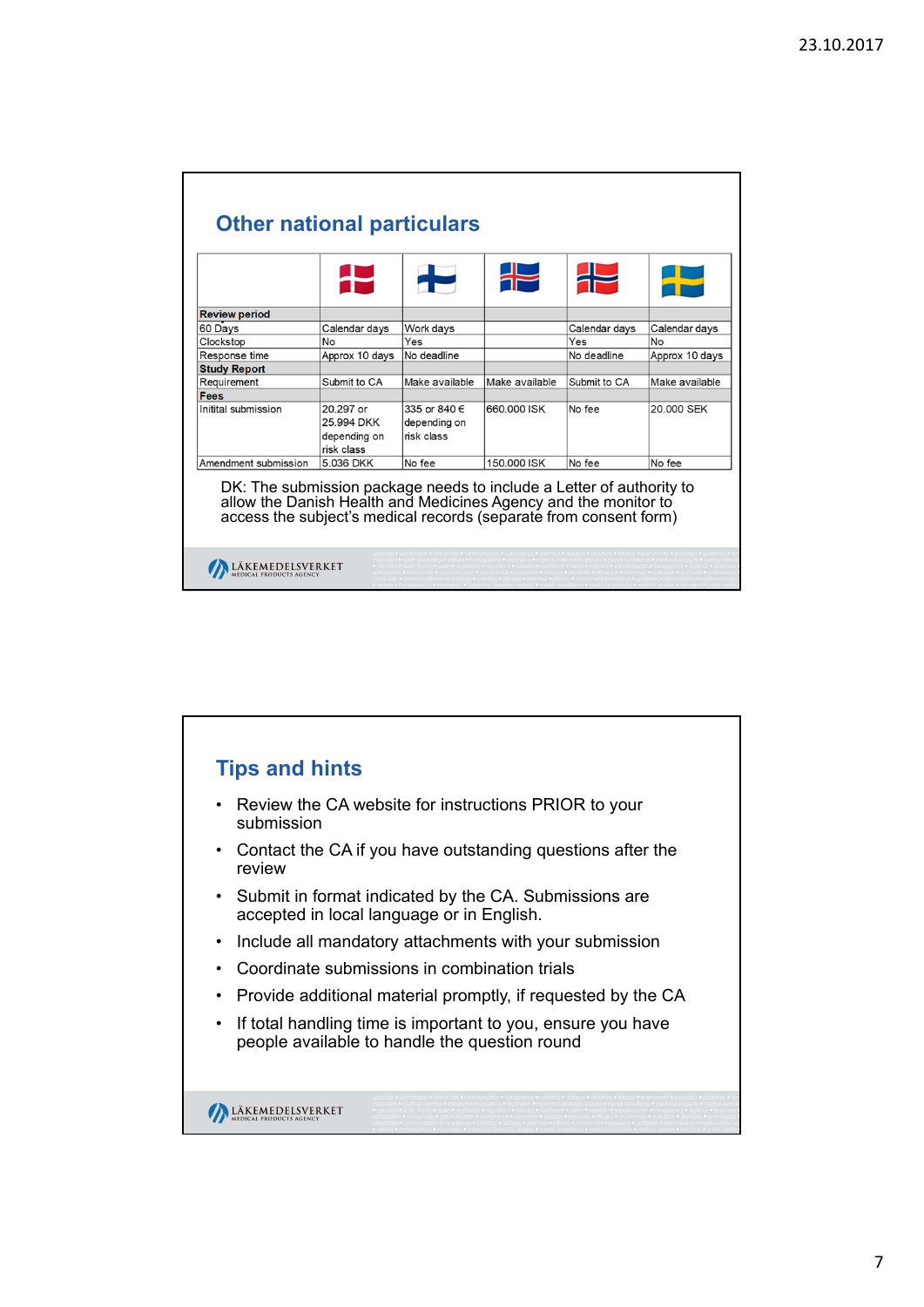## Other national particulars

| | Denmark | Finland | Iceland | Norway | Sweden |
|---|---|---|---|---|---|
| **Review period** | | | | | |
| 60 Days | Calendar days | Work days | | Calendar days | Calendar days |
| Clockstop | No | Yes | | Yes | No |
| Response time | Approx 10 days | No deadline | | No deadline | Approx 10 days |
| **Study Report** | | | | | |
| Requirement | Submit to CA | Make available | Make available | Submit to CA | Make available |
| **Fees** | | | | | |
| Initital submission | 20.297 or 25.994 DKK depending on risk class | 335 or 840 € depending on risk class | 660.000 ISK | No fee | 20.000 SEK |
| Amendment submission | 5.036 DKK | No fee | 150.000 ISK | No fee | No fee |

DK: The submission package needs to include a Letter of authority to allow the Danish Health and Medicines Agency and the monitor to access the subject's medical records (separate from consent form)

LÄKEMEDELSVERKET MEDICAL PRODUCTS AGENCY

## Tips and hints

- Review the CA website for instructions PRIOR to your submission
- Contact the CA if you have outstanding questions after the review
- Submit in format indicated by the CA. Submissions are accepted in local language or in English.
- Include all mandatory attachments with your submission
- Coordinate submissions in combination trials
- Provide additional material promptly, if requested by the CA
- If total handling time is important to you, ensure you have people available to handle the question round

LÄKEMEDELSVERKET MEDICAL PRODUCTS AGENCY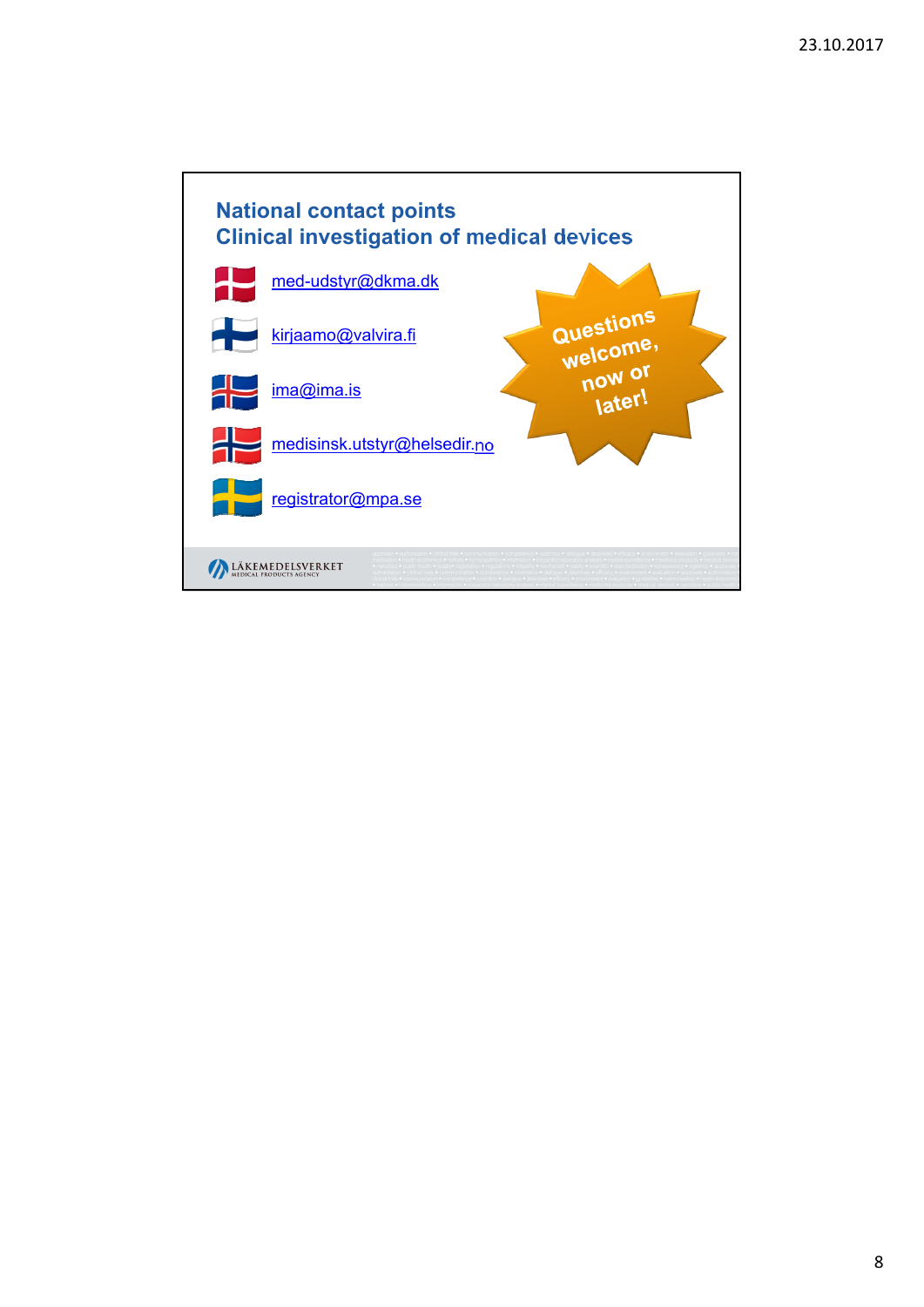## National contact points
## Clinical investigation of medical devices

- med-udstyr@dkma.dk
- kirjaamo@valvira.fi
- ima@ima.is
- medisinsk.utstyr@helsedir.no
- registrator@mpa.se

Questions welcome, now or later!

LÄKEMEDELSVERKET
MEDICAL PRODUCTS AGENCY